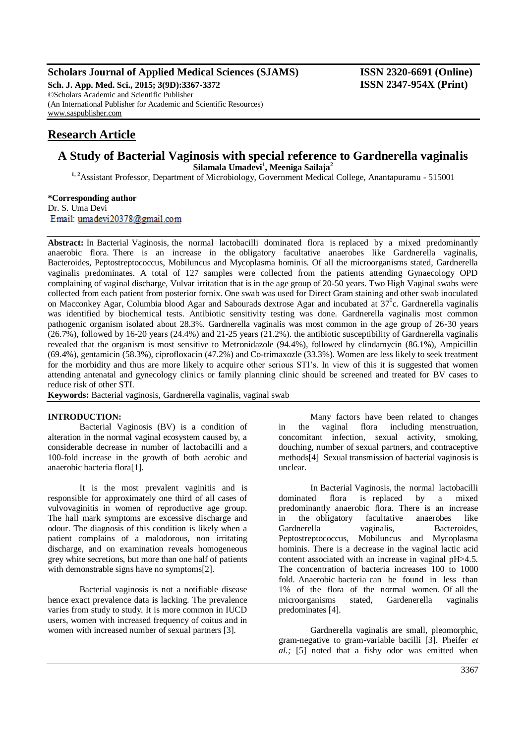**Scholars Journal of Applied Medical Sciences (SJAMS)** **ISSN 2320-6691 (Online)**
**Sch. J. App. Med. Sci., 2015; 3(9D):3367-3372** **ISSN 2347-954X (Print)**
©Scholars Academic and Scientific Publisher
(An International Publisher for Academic and Scientific Resources)
www.saspublisher.com

## Research Article

# A Study of Bacterial Vaginosis with special reference to Gardnerella vaginalis

**Silamala Umadevi[1], Meeniga Sailaja[2]**

[1, 2]Assistant Professor, Department of Microbiology, Government Medical College, Anantapuramu - 515001

**\*Corresponding author**
Dr. S. Uma Devi
Email: umadevi20378@gmail.com

**Abstract:** In Bacterial Vaginosis, the normal lactobacilli dominated flora is replaced by a mixed predominantly anaerobic flora. There is an increase in the obligatory facultative anaerobes like Gardnerella vaginalis, Bacteroides, Peptostreptococcus, Mobiluncus and Mycoplasma hominis. Of all the microorganisms stated, Gardnerella vaginalis predominates. A total of 127 samples were collected from the patients attending Gynaecology OPD complaining of vaginal discharge, Vulvar irritation that is in the age group of 20-50 years. Two High Vaginal swabs were collected from each patient from posterior fornix. One swab was used for Direct Gram staining and other swab inoculated on Macconkey Agar, Columbia blood Agar and Sabourads dextrose Agar and incubated at $37^0$c. Gardnerella vaginalis was identified by biochemical tests. Antibiotic sensitivity testing was done. Gardnerella vaginalis most common pathogenic organism isolated about 28.3%. Gardnerella vaginalis was most common in the age group of 26-30 years (26.7%), followed by 16-20 years (24.4%) and 21-25 years (21.2%). the antibiotic susceptibility of Gardnerella vaginalis revealed that the organism is most sensitive to Metronidazole (94.4%), followed by clindamycin (86.1%), Ampicillin (69.4%), gentamicin (58.3%), ciprofloxacin (47.2%) and Co-trimaxozle (33.3%). Women are less likely to seek treatment for the morbidity and thus are more likely to acquire other serious STI's. In view of this it is suggested that women attending antenatal and gynecology clinics or family planning clinic should be screened and treated for BV cases to reduce risk of other STI.

**Keywords:** Bacterial vaginosis, Gardnerella vaginalis, vaginal swab

## INTRODUCTION:

Bacterial Vaginosis (BV) is a condition of alteration in the normal vaginal ecosystem caused by, a considerable decrease in number of lactobacilli and a 100-fold increase in the growth of both aerobic and anaerobic bacteria flora[1].

It is the most prevalent vaginitis and is responsible for approximately one third of all cases of vulvovaginitis in women of reproductive age group. The hall mark symptoms are excessive discharge and odour. The diagnosis of this condition is likely when a patient complains of a malodorous, non irritating discharge, and on examination reveals homogeneous grey white secretions, but more than one half of patients with demonstrable signs have no symptoms[2].

Bacterial vaginosis is not a notifiable disease hence exact prevalence data is lacking. The prevalence varies from study to study. It is more common in IUCD users, women with increased frequency of coitus and in women with increased number of sexual partners [3].

Many factors have been related to changes in the vaginal flora including menstruation, concomitant infection, sexual activity, smoking, douching, number of sexual partners, and contraceptive methods[4] Sexual transmission of bacterial vaginosis is unclear.

In Bacterial Vaginosis, the normal lactobacilli dominated flora is replaced by a mixed predominantly anaerobic flora. There is an increase in the obligatory facultative anaerobes like Gardnerella vaginalis, Bacteroides, Peptostreptococcus, Mobiluncus and Mycoplasma hominis. There is a decrease in the vaginal lactic acid content associated with an increase in vaginal pH>4.5. The concentration of bacteria increases 100 to 1000 fold. Anaerobic bacteria can be found in less than 1% of the flora of the normal women. Of all the microorganisms stated, Gardenerella vaginalis predominates [4].

Gardnerella vaginalis are small, pleomorphic, gram-negative to gram-variable bacilli [3]. Pheifer *et al.;* [5] noted that a fishy odor was emitted when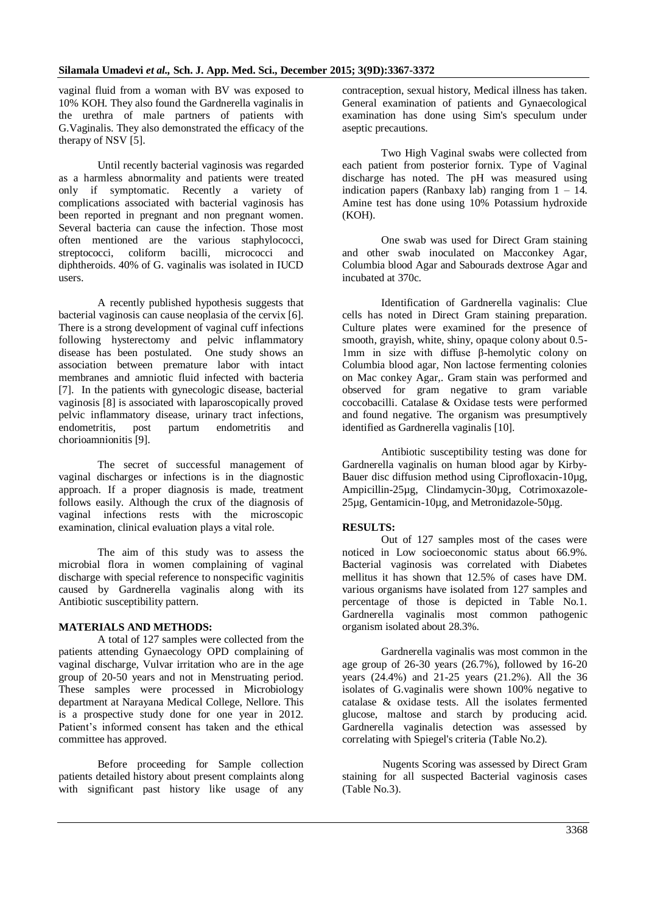vaginal fluid from a woman with BV was exposed to 10% KOH. They also found the Gardnerella vaginalis in the urethra of male partners of patients with G.Vaginalis. They also demonstrated the efficacy of the therapy of NSV [5].

Until recently bacterial vaginosis was regarded as a harmless abnormality and patients were treated only if symptomatic. Recently a variety of complications associated with bacterial vaginosis has been reported in pregnant and non pregnant women. Several bacteria can cause the infection. Those most often mentioned are the various staphylococci, streptococci, coliform bacilli, micrococci and diphtheroids. 40% of G. vaginalis was isolated in IUCD users.

A recently published hypothesis suggests that bacterial vaginosis can cause neoplasia of the cervix [6]. There is a strong development of vaginal cuff infections following hysterectomy and pelvic inflammatory disease has been postulated. One study shows an association between premature labor with intact membranes and amniotic fluid infected with bacteria [7]. In the patients with gynecologic disease, bacterial vaginosis [8] is associated with laparoscopically proved pelvic inflammatory disease, urinary tract infections, endometritis, post partum endometritis and chorioamnionitis [9].

The secret of successful management of vaginal discharges or infections is in the diagnostic approach. If a proper diagnosis is made, treatment follows easily. Although the crux of the diagnosis of vaginal infections rests with the microscopic examination, clinical evaluation plays a vital role.

The aim of this study was to assess the microbial flora in women complaining of vaginal discharge with special reference to nonspecific vaginitis caused by Gardnerella vaginalis along with its Antibiotic susceptibility pattern.

## MATERIALS AND METHODS:

A total of 127 samples were collected from the patients attending Gynaecology OPD complaining of vaginal discharge, Vulvar irritation who are in the age group of 20-50 years and not in Menstruating period. These samples were processed in Microbiology department at Narayana Medical College, Nellore. This is a prospective study done for one year in 2012. Patient's informed consent has taken and the ethical committee has approved.

Before proceeding for Sample collection patients detailed history about present complaints along with significant past history like usage of any contraception, sexual history, Medical illness has taken. General examination of patients and Gynaecological examination has done using Sim's speculum under aseptic precautions.

Two High Vaginal swabs were collected from each patient from posterior fornix. Type of Vaginal discharge has noted. The pH was measured using indication papers (Ranbaxy lab) ranging from 1 – 14. Amine test has done using 10% Potassium hydroxide (KOH).

One swab was used for Direct Gram staining and other swab inoculated on Macconkey Agar, Columbia blood Agar and Sabourads dextrose Agar and incubated at 370c.

Identification of Gardnerella vaginalis: Clue cells has noted in Direct Gram staining preparation. Culture plates were examined for the presence of smooth, grayish, white, shiny, opaque colony about 0.5-1mm in size with diffuse β-hemolytic colony on Columbia blood agar, Non lactose fermenting colonies on Mac conkey Agar,. Gram stain was performed and observed for gram negative to gram variable coccobacilli. Catalase & Oxidase tests were performed and found negative. The organism was presumptively identified as Gardnerella vaginalis [10].

Antibiotic susceptibility testing was done for Gardnerella vaginalis on human blood agar by Kirby-Bauer disc diffusion method using Ciprofloxacin-10µg, Ampicillin-25µg, Clindamycin-30µg, Cotrimoxazole-25µg, Gentamicin-10µg, and Metronidazole-50µg.

## RESULTS:

Out of 127 samples most of the cases were noticed in Low socioeconomic status about 66.9%. Bacterial vaginosis was correlated with Diabetes mellitus it has shown that 12.5% of cases have DM. various organisms have isolated from 127 samples and percentage of those is depicted in Table No.1. Gardnerella vaginalis most common pathogenic organism isolated about 28.3%.

Gardnerella vaginalis was most common in the age group of 26-30 years (26.7%), followed by 16-20 years (24.4%) and 21-25 years (21.2%). All the 36 isolates of G.vaginalis were shown 100% negative to catalase & oxidase tests. All the isolates fermented glucose, maltose and starch by producing acid. Gardnerella vaginalis detection was assessed by correlating with Spiegel's criteria (Table No.2).

Nugents Scoring was assessed by Direct Gram staining for all suspected Bacterial vaginosis cases (Table No.3).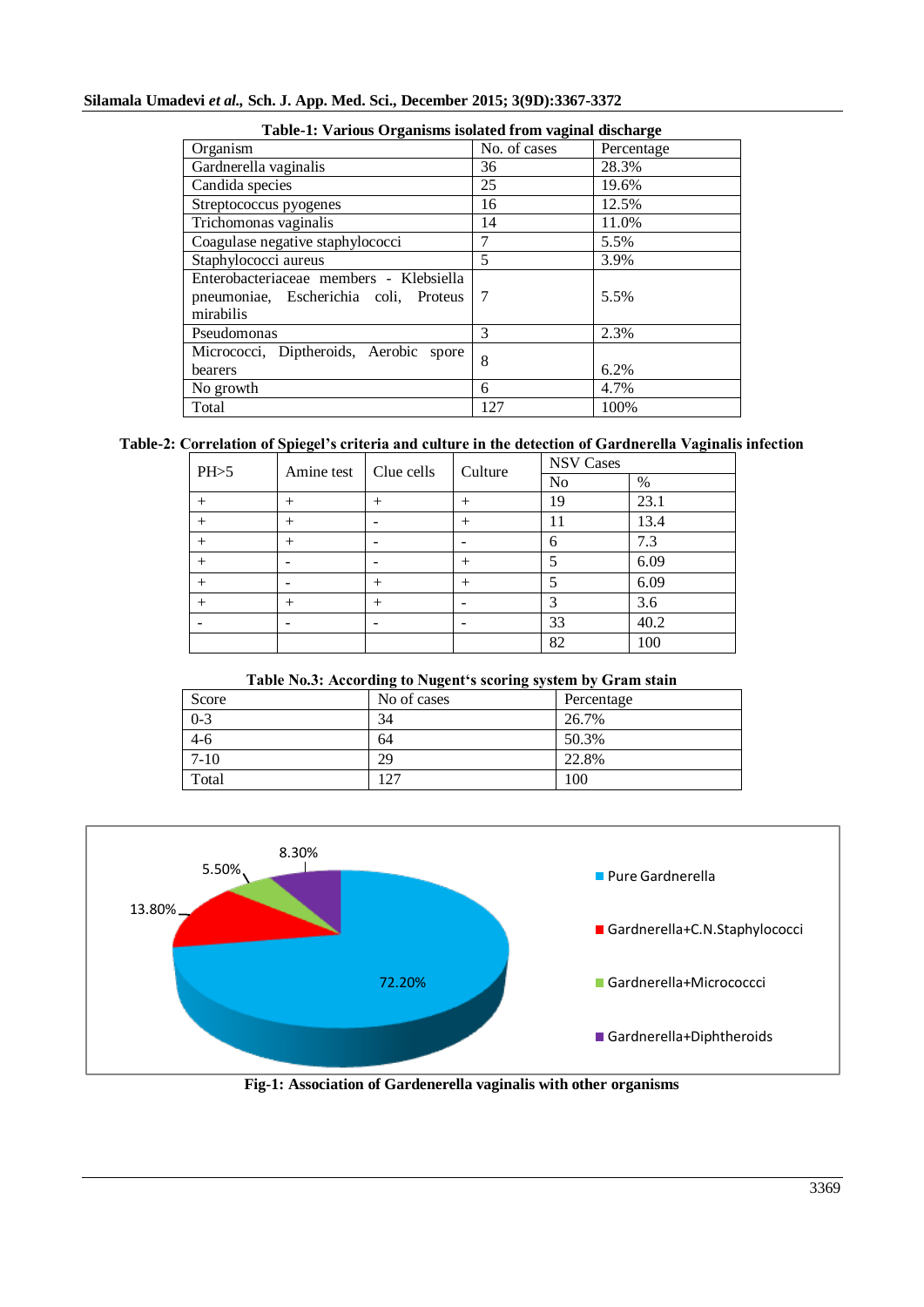**Table-1: Various Organisms isolated from vaginal discharge**

| Organism | No. of cases | Percentage |
|---|---|---|
| Gardnerella vaginalis | 36 | 28.3% |
| Candida species | 25 | 19.6% |
| Streptococcus pyogenes | 16 | 12.5% |
| Trichomonas vaginalis | 14 | 11.0% |
| Coagulase negative staphylococci | 7 | 5.5% |
| Staphylococci aureus | 5 | 3.9% |
| Enterobacteriaceae members - Klebsiella pneumoniae, Escherichia coli, Proteus mirabilis | 7 | 5.5% |
| Pseudomonas | 3 | 2.3% |
| Micrococci, Diptheroids, Aerobic spore bearers | 8 | 6.2% |
| No growth | 6 | 4.7% |
| Total | 127 | 100% |

**Table-2: Correlation of Spiegel's criteria and culture in the detection of Gardnerella Vaginalis infection**

| PH>5 | Amine test | Clue cells | Culture | NSV Cases | |
|---|---|---|---|---|---|
| | | | | No | % |
| + | + | + | + | 19 | 23.1 |
| + | + | - | + | 11 | 13.4 |
| + | + | - | - | 6 | 7.3 |
| + | - | - | + | 5 | 6.09 |
| + | - | + | + | 5 | 6.09 |
| + | + | + | - | 3 | 3.6 |
| - | - | - | - | 33 | 40.2 |
| | | | | 82 | 100 |

**Table No.3: According to Nugent's scoring system by Gram stain**

| Score | No of cases | Percentage |
|---|---|---|
| 0-3 | 34 | 26.7% |
| 4-6 | 64 | 50.3% |
| 7-10 | 29 | 22.8% |
| Total | 127 | 100 |

**Fig-1: Association of Gardenerella vaginalis with other organisms**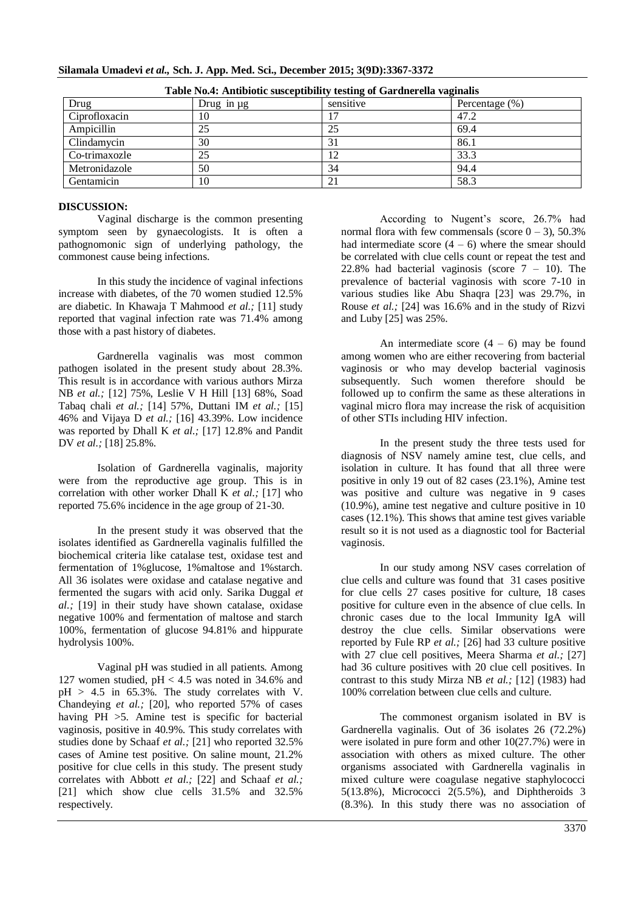**Table No.4: Antibiotic susceptibility testing of Gardnerella vaginalis**

| Drug | Drug in µg | sensitive | Percentage (%) |
|---|---|---|---|
| Ciprofloxacin | 10 | 17 | 47.2 |
| Ampicillin | 25 | 25 | 69.4 |
| Clindamycin | 30 | 31 | 86.1 |
| Co-trimaxozle | 25 | 12 | 33.3 |
| Metronidazole | 50 | 34 | 94.4 |
| Gentamicin | 10 | 21 | 58.3 |

**DISCUSSION:**

Vaginal discharge is the common presenting symptom seen by gynaecologists. It is often a pathognomonic sign of underlying pathology, the commonest cause being infections.

In this study the incidence of vaginal infections increase with diabetes, of the 70 women studied 12.5% are diabetic. In Khawaja T Mahmood *et al.;* [11] study reported that vaginal infection rate was 71.4% among those with a past history of diabetes.

Gardnerella vaginalis was most common pathogen isolated in the present study about 28.3%. This result is in accordance with various authors Mirza NB *et al.;* [12] 75%, Leslie V H Hill [13] 68%, Soad Tabaq chali *et al.;* [14] 57%, Duttani IM *et al.;* [15] 46% and Vijaya D *et al.;* [16] 43.39%. Low incidence was reported by Dhall K *et al.;* [17] 12.8% and Pandit DV *et al.;* [18] 25.8%.

Isolation of Gardnerella vaginalis, majority were from the reproductive age group. This is in correlation with other worker Dhall K *et al.;* [17] who reported 75.6% incidence in the age group of 21-30.

In the present study it was observed that the isolates identified as Gardnerella vaginalis fulfilled the biochemical criteria like catalase test, oxidase test and fermentation of 1%glucose, 1%maltose and 1%starch. All 36 isolates were oxidase and catalase negative and fermented the sugars with acid only. Sarika Duggal *et al.;* [19] in their study have shown catalase, oxidase negative 100% and fermentation of maltose and starch 100%, fermentation of glucose 94.81% and hippurate hydrolysis 100%.

Vaginal pH was studied in all patients. Among 127 women studied, pH < 4.5 was noted in 34.6% and pH > 4.5 in 65.3%. The study correlates with V. Chandeying *et al.;* [20], who reported 57% of cases having PH >5. Amine test is specific for bacterial vaginosis, positive in 40.9%. This study correlates with studies done by Schaaf *et al.;* [21] who reported 32.5% cases of Amine test positive. On saline mount, 21.2% positive for clue cells in this study. The present study correlates with Abbott *et al.;* [22] and Schaaf *et al.;* [21] which show clue cells 31.5% and 32.5% respectively.

According to Nugent's score, 26.7% had normal flora with few commensals (score 0 – 3), 50.3% had intermediate score (4 – 6) where the smear should be correlated with clue cells count or repeat the test and 22.8% had bacterial vaginosis (score 7 – 10). The prevalence of bacterial vaginosis with score 7-10 in various studies like Abu Shaqra [23] was 29.7%, in Rouse *et al.;* [24] was 16.6% and in the study of Rizvi and Luby [25] was 25%.

An intermediate score (4 – 6) may be found among women who are either recovering from bacterial vaginosis or who may develop bacterial vaginosis subsequently. Such women therefore should be followed up to confirm the same as these alterations in vaginal micro flora may increase the risk of acquisition of other STIs including HIV infection.

In the present study the three tests used for diagnosis of NSV namely amine test, clue cells, and isolation in culture. It has found that all three were positive in only 19 out of 82 cases (23.1%), Amine test was positive and culture was negative in 9 cases (10.9%), amine test negative and culture positive in 10 cases (12.1%). This shows that amine test gives variable result so it is not used as a diagnostic tool for Bacterial vaginosis.

In our study among NSV cases correlation of clue cells and culture was found that 31 cases positive for clue cells 27 cases positive for culture, 18 cases positive for culture even in the absence of clue cells. In chronic cases due to the local Immunity IgA will destroy the clue cells. Similar observations were reported by Fule RP *et al.;* [26] had 33 culture positive with 27 clue cell positives, Meera Sharma *et al.;* [27] had 36 culture positives with 20 clue cell positives. In contrast to this study Mirza NB *et al.;* [12] (1983) had 100% correlation between clue cells and culture.

The commonest organism isolated in BV is Gardnerella vaginalis. Out of 36 isolates 26 (72.2%) were isolated in pure form and other 10(27.7%) were in association with others as mixed culture. The other organisms associated with Gardnerella vaginalis in mixed culture were coagulase negative staphylococci 5(13.8%), Micrococci 2(5.5%), and Diphtheroids 3 (8.3%). In this study there was no association of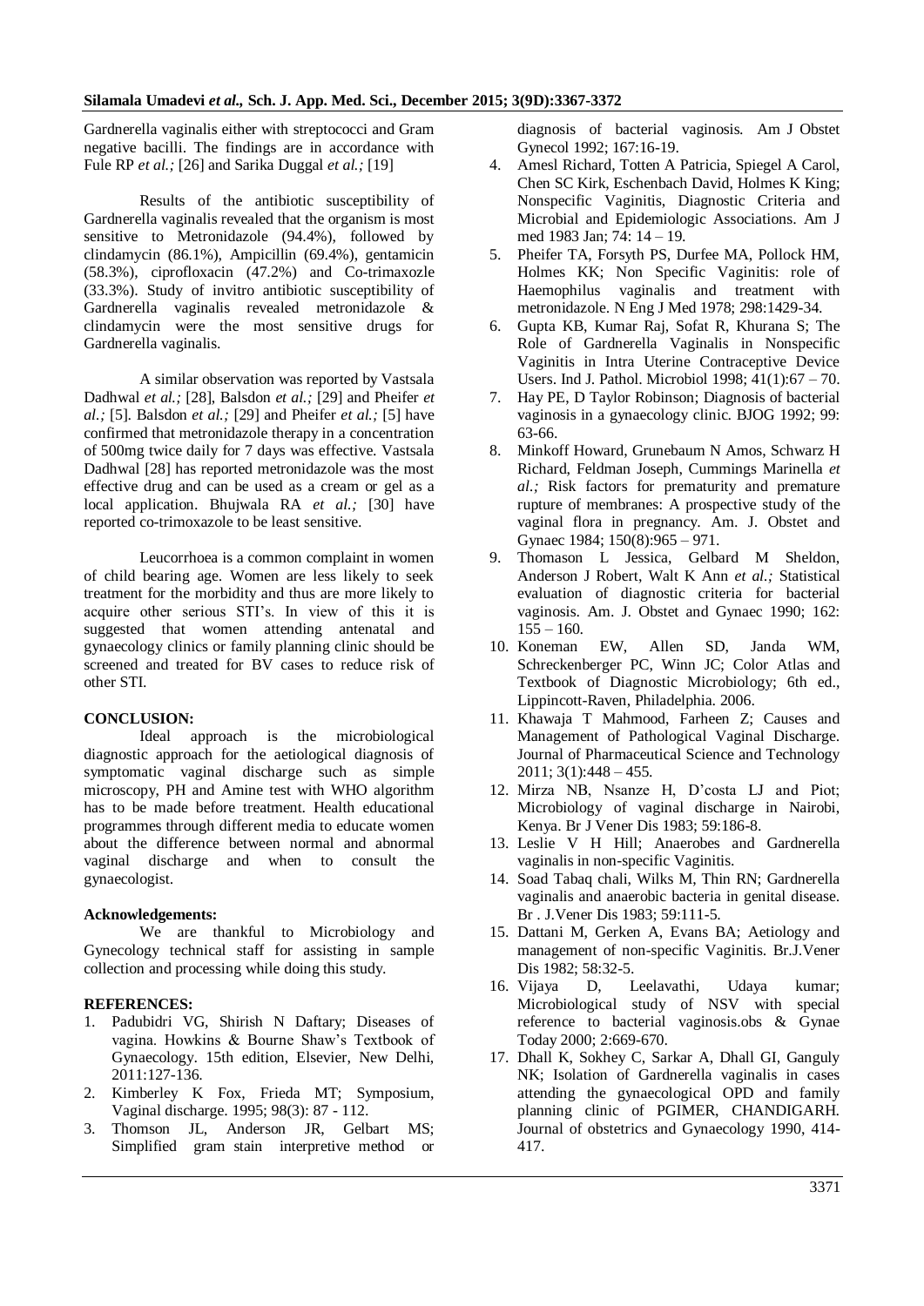Gardnerella vaginalis either with streptococci and Gram negative bacilli. The findings are in accordance with Fule RP *et al.;* [26] and Sarika Duggal *et al.;* [19]

Results of the antibiotic susceptibility of Gardnerella vaginalis revealed that the organism is most sensitive to Metronidazole (94.4%), followed by clindamycin (86.1%), Ampicillin (69.4%), gentamicin (58.3%), ciprofloxacin (47.2%) and Co-trimaxozle (33.3%). Study of invitro antibiotic susceptibility of Gardnerella vaginalis revealed metronidazole & clindamycin were the most sensitive drugs for Gardnerella vaginalis.

A similar observation was reported by Vastsala Dadhwal *et al.;* [28], Balsdon *et al.;* [29] and Pheifer *et al.;* [5]. Balsdon *et al.;* [29] and Pheifer *et al.;* [5] have confirmed that metronidazole therapy in a concentration of 500mg twice daily for 7 days was effective. Vastsala Dadhwal [28] has reported metronidazole was the most effective drug and can be used as a cream or gel as a local application. Bhujwala RA *et al.;* [30] have reported co-trimoxazole to be least sensitive.

Leucorrhoea is a common complaint in women of child bearing age. Women are less likely to seek treatment for the morbidity and thus are more likely to acquire other serious STI's. In view of this it is suggested that women attending antenatal and gynaecology clinics or family planning clinic should be screened and treated for BV cases to reduce risk of other STI.

**CONCLUSION:**

Ideal approach is the microbiological diagnostic approach for the aetiological diagnosis of symptomatic vaginal discharge such as simple microscopy, PH and Amine test with WHO algorithm has to be made before treatment. Health educational programmes through different media to educate women about the difference between normal and abnormal vaginal discharge and when to consult the gynaecologist.

**Acknowledgements:**

We are thankful to Microbiology and Gynecology technical staff for assisting in sample collection and processing while doing this study.

**REFERENCES:**

1. Padubidri VG, Shirish N Daftary; Diseases of vagina. Howkins & Bourne Shaw's Textbook of Gynaecology. 15th edition, Elsevier, New Delhi, 2011:127-136.
2. Kimberley K Fox, Frieda MT; Symposium, Vaginal discharge. 1995; 98(3): 87 - 112.
3. Thomson JL, Anderson JR, Gelbart MS; Simplified gram stain interpretive method or diagnosis of bacterial vaginosis. Am J Obstet Gynecol 1992; 167:16-19.
4. Amesl Richard, Totten A Patricia, Spiegel A Carol, Chen SC Kirk, Eschenbach David, Holmes K King; Nonspecific Vaginitis, Diagnostic Criteria and Microbial and Epidemiologic Associations. Am J med 1983 Jan; 74: 14 – 19.
5. Pheifer TA, Forsyth PS, Durfee MA, Pollock HM, Holmes KK; Non Specific Vaginitis: role of Haemophilus vaginalis and treatment with metronidazole. N Eng J Med 1978; 298:1429-34.
6. Gupta KB, Kumar Raj, Sofat R, Khurana S; The Role of Gardnerella Vaginalis in Nonspecific Vaginitis in Intra Uterine Contraceptive Device Users. Ind J. Pathol. Microbiol 1998; 41(1):67 – 70.
7. Hay PE, D Taylor Robinson; Diagnosis of bacterial vaginosis in a gynaecology clinic. BJOG 1992; 99: 63-66.
8. Minkoff Howard, Grunebaum N Amos, Schwarz H Richard, Feldman Joseph, Cummings Marinella *et al.;* Risk factors for prematurity and premature rupture of membranes: A prospective study of the vaginal flora in pregnancy. Am. J. Obstet and Gynaec 1984; 150(8):965 – 971.
9. Thomason L Jessica, Gelbard M Sheldon, Anderson J Robert, Walt K Ann *et al.;* Statistical evaluation of diagnostic criteria for bacterial vaginosis. Am. J. Obstet and Gynaec 1990; 162: 155 – 160.
10. Koneman EW, Allen SD, Janda WM, Schreckenberger PC, Winn JC; Color Atlas and Textbook of Diagnostic Microbiology; 6th ed., Lippincott-Raven, Philadelphia. 2006.
11. Khawaja T Mahmood, Farheen Z; Causes and Management of Pathological Vaginal Discharge. Journal of Pharmaceutical Science and Technology 2011; 3(1):448 – 455.
12. Mirza NB, Nsanze H, D'costa LJ and Piot; Microbiology of vaginal discharge in Nairobi, Kenya. Br J Vener Dis 1983; 59:186-8.
13. Leslie V H Hill; Anaerobes and Gardnerella vaginalis in non-specific Vaginitis.
14. Soad Tabaq chali, Wilks M, Thin RN; Gardnerella vaginalis and anaerobic bacteria in genital disease. Br . J.Vener Dis 1983; 59:111-5.
15. Dattani M, Gerken A, Evans BA; Aetiology and management of non-specific Vaginitis. Br.J.Vener Dis 1982; 58:32-5.
16. Vijaya D, Leelavathi, Udaya kumar; Microbiological study of NSV with special reference to bacterial vaginosis.obs & Gynae Today 2000; 2:669-670.
17. Dhall K, Sokhey C, Sarkar A, Dhall GI, Ganguly NK; Isolation of Gardnerella vaginalis in cases attending the gynaecological OPD and family planning clinic of PGIMER, CHANDIGARH. Journal of obstetrics and Gynaecology 1990, 414-417.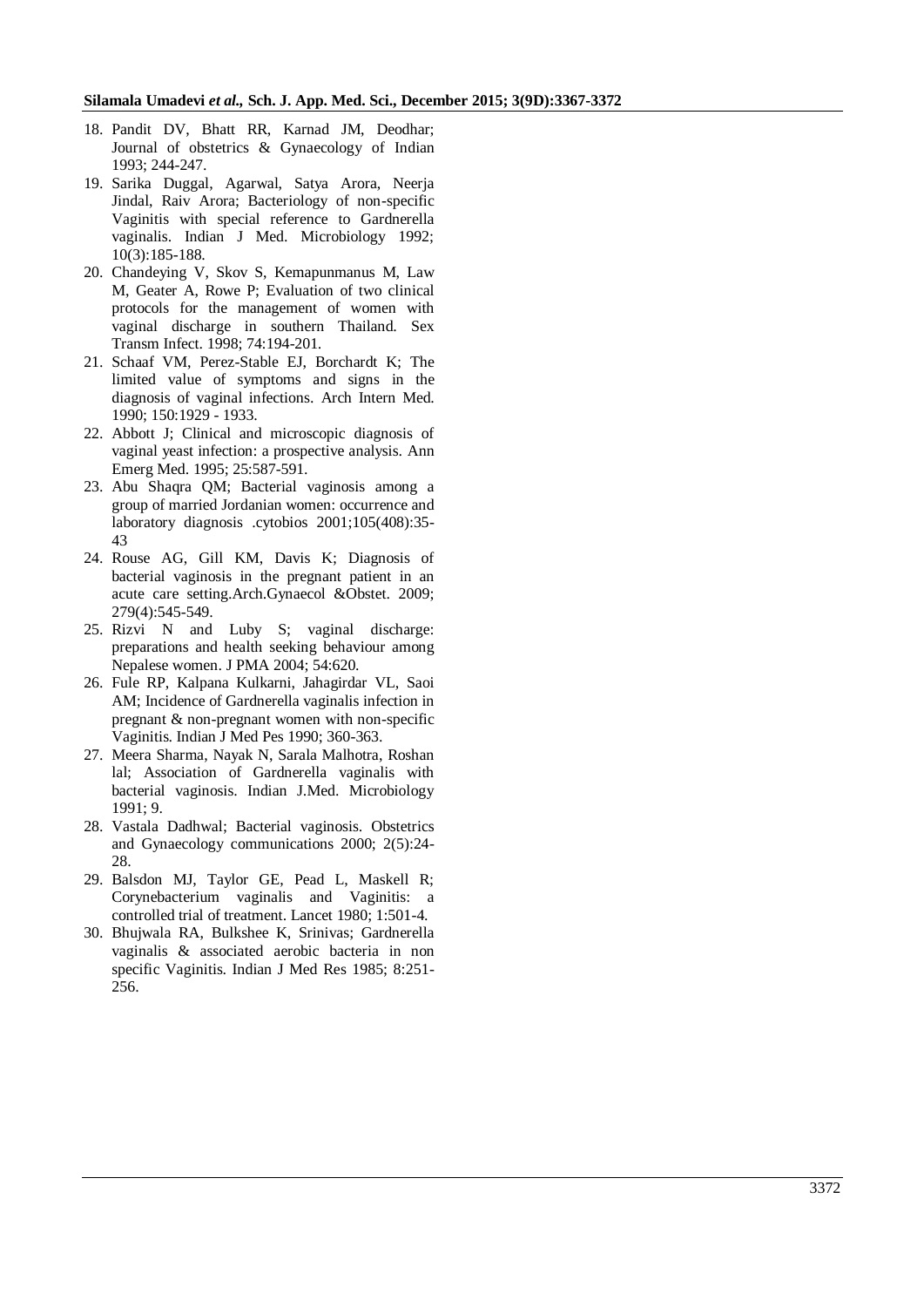18. Pandit DV, Bhatt RR, Karnad JM, Deodhar; Journal of obstetrics & Gynaecology of Indian 1993; 244-247.
19. Sarika Duggal, Agarwal, Satya Arora, Neerja Jindal, Raiv Arora; Bacteriology of non-specific Vaginitis with special reference to Gardnerella vaginalis. Indian J Med. Microbiology 1992; 10(3):185-188.
20. Chandeying V, Skov S, Kemapunmanus M, Law M, Geater A, Rowe P; Evaluation of two clinical protocols for the management of women with vaginal discharge in southern Thailand. Sex Transm Infect. 1998; 74:194-201.
21. Schaaf VM, Perez-Stable EJ, Borchardt K; The limited value of symptoms and signs in the diagnosis of vaginal infections. Arch Intern Med. 1990; 150:1929 - 1933.
22. Abbott J; Clinical and microscopic diagnosis of vaginal yeast infection: a prospective analysis. Ann Emerg Med. 1995; 25:587-591.
23. Abu Shaqra QM; Bacterial vaginosis among a group of married Jordanian women: occurrence and laboratory diagnosis .cytobios 2001;105(408):35-43
24. Rouse AG, Gill KM, Davis K; Diagnosis of bacterial vaginosis in the pregnant patient in an acute care setting.Arch.Gynaecol &Obstet. 2009; 279(4):545-549.
25. Rizvi N and Luby S; vaginal discharge: preparations and health seeking behaviour among Nepalese women. J PMA 2004; 54:620.
26. Fule RP, Kalpana Kulkarni, Jahagirdar VL, Saoi AM; Incidence of Gardnerella vaginalis infection in pregnant & non-pregnant women with non-specific Vaginitis. Indian J Med Pes 1990; 360-363.
27. Meera Sharma, Nayak N, Sarala Malhotra, Roshan lal; Association of Gardnerella vaginalis with bacterial vaginosis. Indian J.Med. Microbiology 1991; 9.
28. Vastala Dadhwal; Bacterial vaginosis. Obstetrics and Gynaecology communications 2000; 2(5):24-28.
29. Balsdon MJ, Taylor GE, Pead L, Maskell R; Corynebacterium vaginalis and Vaginitis: a controlled trial of treatment. Lancet 1980; 1:501-4.
30. Bhujwala RA, Bulkshee K, Srinivas; Gardnerella vaginalis & associated aerobic bacteria in non specific Vaginitis. Indian J Med Res 1985; 8:251-256.